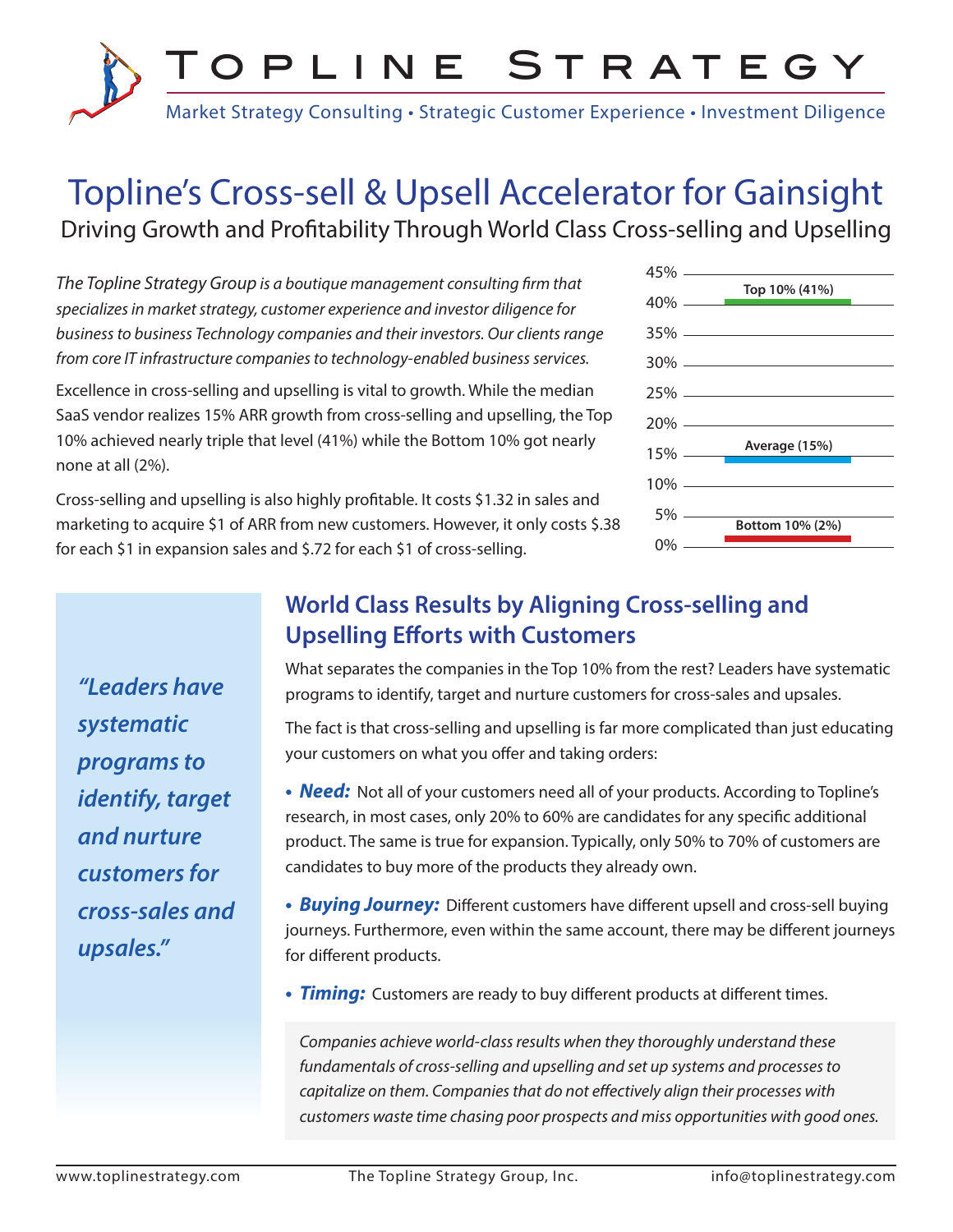# Topline Strategy

Market Strategy Consulting • Strategic Customer Experience • Investment Diligence

# Topline's Cross-sell & Upsell Accelerator for Gainsight

## Driving Growth and Profitability Through World Class Cross-selling and Upselling

*The Topline Strategy Group is a boutique management consulting firm that specializes in market strategy, customer experience and investor diligence for business to business Technology companies and their investors. Our clients range from core IT infrastructure companies to technology-enabled business services.*

Excellence in cross-selling and upselling is vital to growth. While the median SaaS vendor realizes 15% ARR growth from cross-selling and upselling, the Top 10% achieved nearly triple that level (41%) while the Bottom 10% got nearly none at all (2%).

Cross-selling and upselling is also highly profitable. It costs $1.32 in sales and marketing to acquire $1 of ARR from new customers. However, it only costs $.38 for each $1 in expansion sales and $.72 for each $1 of cross-selling.

| Group | ARR growth from cross-selling and upselling |
|---|---|
| Top 10% | 41% |
| Average | 15% |
| Bottom 10% | 2% |

*"Leaders have systematic programs to identify, target and nurture customers for cross-sales and upsales."*

## World Class Results by Aligning Cross-selling and Upselling Efforts with Customers

What separates the companies in the Top 10% from the rest? Leaders have systematic programs to identify, target and nurture customers for cross-sales and upsales.

The fact is that cross-selling and upselling is far more complicated than just educating your customers on what you offer and taking orders:

- ***Need:*** Not all of your customers need all of your products. According to Topline's research, in most cases, only 20% to 60% are candidates for any specific additional product. The same is true for expansion. Typically, only 50% to 70% of customers are candidates to buy more of the products they already own.
- ***Buying Journey:*** Different customers have different upsell and cross-sell buying journeys. Furthermore, even within the same account, there may be different journeys for different products.
- ***Timing:*** Customers are ready to buy different products at different times.

*Companies achieve world-class results when they thoroughly understand these fundamentals of cross-selling and upselling and set up systems and processes to capitalize on them. Companies that do not effectively align their processes with customers waste time chasing poor prospects and miss opportunities with good ones.*

www.toplinestrategy.com | The Topline Strategy Group, Inc. | info@toplinestrategy.com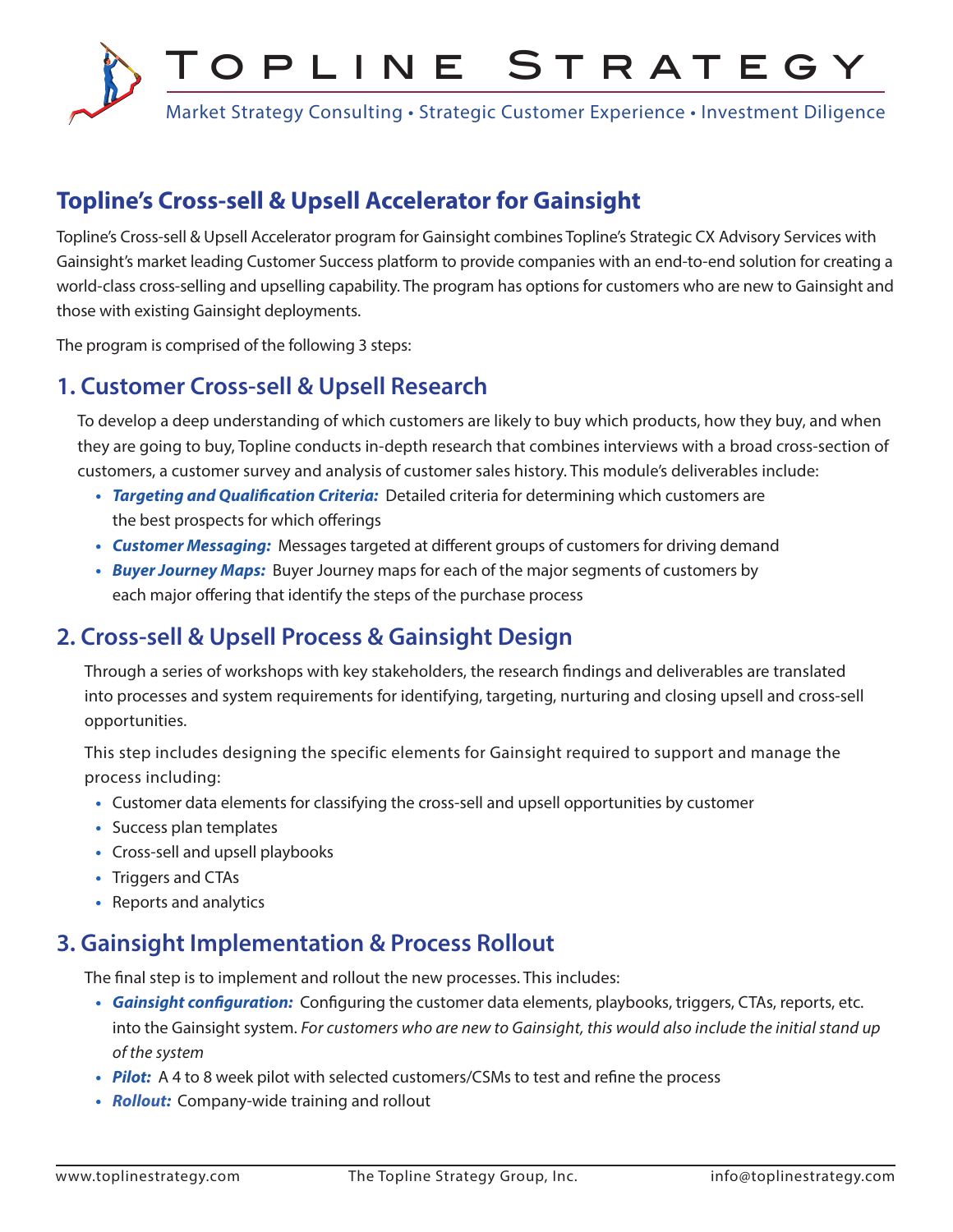# Topline Strategy

Market Strategy Consulting • Strategic Customer Experience • Investment Diligence

## Topline's Cross-sell & Upsell Accelerator for Gainsight

Topline's Cross-sell & Upsell Accelerator program for Gainsight combines Topline's Strategic CX Advisory Services with Gainsight's market leading Customer Success platform to provide companies with an end-to-end solution for creating a world-class cross-selling and upselling capability. The program has options for customers who are new to Gainsight and those with existing Gainsight deployments.

The program is comprised of the following 3 steps:

## 1. Customer Cross-sell & Upsell Research

To develop a deep understanding of which customers are likely to buy which products, how they buy, and when they are going to buy, Topline conducts in-depth research that combines interviews with a broad cross-section of customers, a customer survey and analysis of customer sales history. This module's deliverables include:

- ***Targeting and Qualification Criteria:*** Detailed criteria for determining which customers are the best prospects for which offerings
- ***Customer Messaging:*** Messages targeted at different groups of customers for driving demand
- ***Buyer Journey Maps:*** Buyer Journey maps for each of the major segments of customers by each major offering that identify the steps of the purchase process

## 2. Cross-sell & Upsell Process & Gainsight Design

Through a series of workshops with key stakeholders, the research findings and deliverables are translated into processes and system requirements for identifying, targeting, nurturing and closing upsell and cross-sell opportunities.

This step includes designing the specific elements for Gainsight required to support and manage the process including:

- Customer data elements for classifying the cross-sell and upsell opportunities by customer
- Success plan templates
- Cross-sell and upsell playbooks
- Triggers and CTAs
- Reports and analytics

## 3. Gainsight Implementation & Process Rollout

The final step is to implement and rollout the new processes. This includes:

- ***Gainsight configuration:*** Configuring the customer data elements, playbooks, triggers, CTAs, reports, etc. into the Gainsight system. *For customers who are new to Gainsight, this would also include the initial stand up of the system*
- ***Pilot:*** A 4 to 8 week pilot with selected customers/CSMs to test and refine the process
- ***Rollout:*** Company-wide training and rollout

www.toplinestrategy.com The Topline Strategy Group, Inc. info@toplinestrategy.com